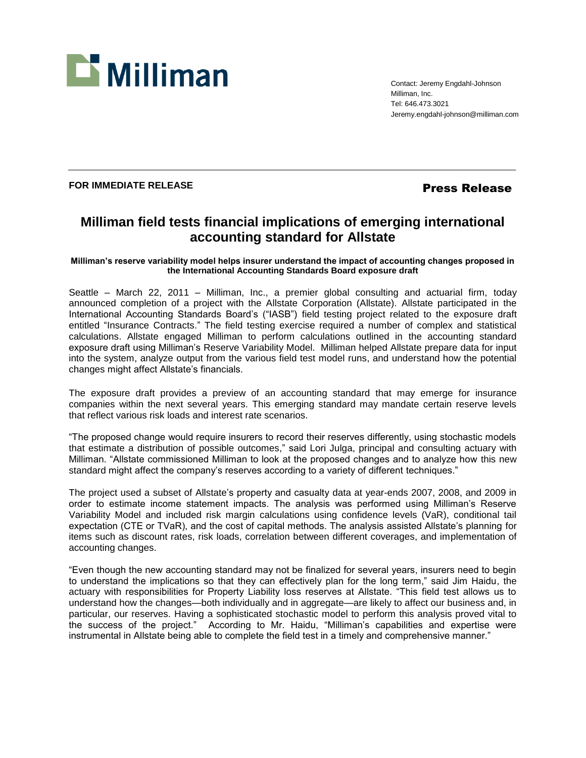Milliman

Contact: Jeremy Engdahl-Johnson
Milliman, Inc.
Tel: 646.473.3021
Jeremy.engdahl-johnson@milliman.com

**FOR IMMEDIATE RELEASE**

**Press Release**

# Milliman field tests financial implications of emerging international accounting standard for Allstate

**Milliman's reserve variability model helps insurer understand the impact of accounting changes proposed in the International Accounting Standards Board exposure draft**

Seattle – March 22, 2011 – Milliman, Inc., a premier global consulting and actuarial firm, today announced completion of a project with the Allstate Corporation (Allstate). Allstate participated in the International Accounting Standards Board's ("IASB") field testing project related to the exposure draft entitled "Insurance Contracts." The field testing exercise required a number of complex and statistical calculations. Allstate engaged Milliman to perform calculations outlined in the accounting standard exposure draft using Milliman's Reserve Variability Model. Milliman helped Allstate prepare data for input into the system, analyze output from the various field test model runs, and understand how the potential changes might affect Allstate's financials.

The exposure draft provides a preview of an accounting standard that may emerge for insurance companies within the next several years. This emerging standard may mandate certain reserve levels that reflect various risk loads and interest rate scenarios.

"The proposed change would require insurers to record their reserves differently, using stochastic models that estimate a distribution of possible outcomes," said Lori Julga, principal and consulting actuary with Milliman. "Allstate commissioned Milliman to look at the proposed changes and to analyze how this new standard might affect the company's reserves according to a variety of different techniques."

The project used a subset of Allstate's property and casualty data at year-ends 2007, 2008, and 2009 in order to estimate income statement impacts. The analysis was performed using Milliman's Reserve Variability Model and included risk margin calculations using confidence levels (VaR), conditional tail expectation (CTE or TVaR), and the cost of capital methods. The analysis assisted Allstate's planning for items such as discount rates, risk loads, correlation between different coverages, and implementation of accounting changes.

"Even though the new accounting standard may not be finalized for several years, insurers need to begin to understand the implications so that they can effectively plan for the long term," said Jim Haidu, the actuary with responsibilities for Property Liability loss reserves at Allstate. "This field test allows us to understand how the changes—both individually and in aggregate—are likely to affect our business and, in particular, our reserves. Having a sophisticated stochastic model to perform this analysis proved vital to the success of the project." According to Mr. Haidu, "Milliman's capabilities and expertise were instrumental in Allstate being able to complete the field test in a timely and comprehensive manner."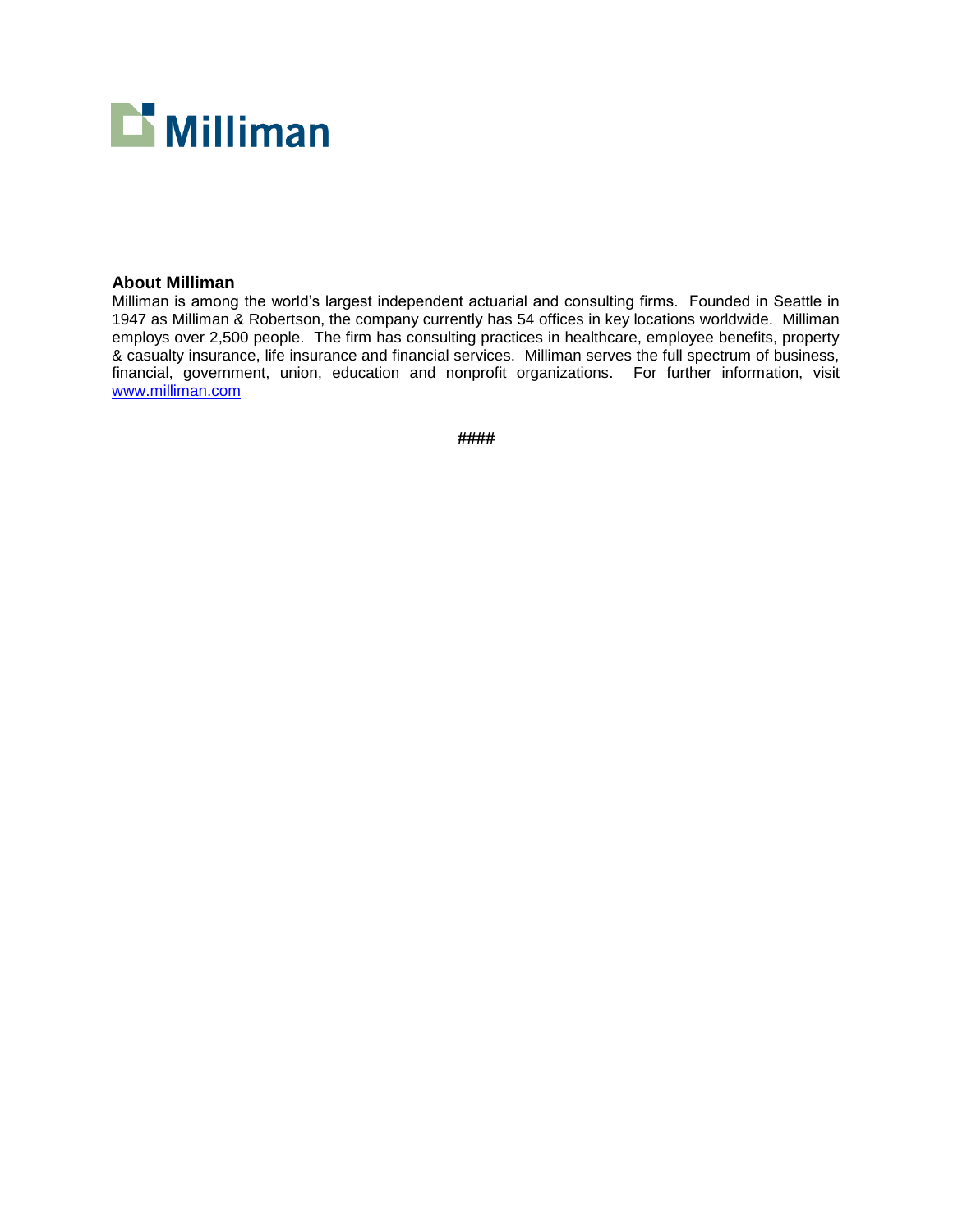**About Milliman**

Milliman is among the world's largest independent actuarial and consulting firms. Founded in Seattle in 1947 as Milliman & Robertson, the company currently has 54 offices in key locations worldwide. Milliman employs over 2,500 people. The firm has consulting practices in healthcare, employee benefits, property & casualty insurance, life insurance and financial services. Milliman serves the full spectrum of business, financial, government, union, education and nonprofit organizations. For further information, visit www.milliman.com

####